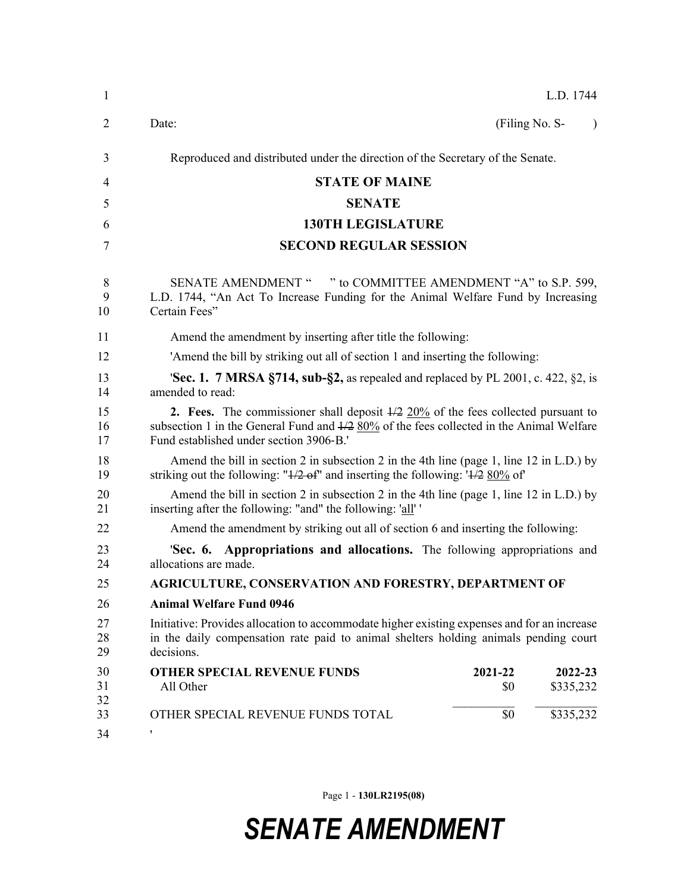L.D. 1744

Date: (Filing No. S- )

Reproduced and distributed under the direction of the Secretary of the Senate.

**STATE OF MAINE**

**SENATE**

**130TH LEGISLATURE**

**SECOND REGULAR SESSION**

SENATE AMENDMENT " " to COMMITTEE AMENDMENT "A" to S.P. 599, L.D. 1744, "An Act To Increase Funding for the Animal Welfare Fund by Increasing Certain Fees"

Amend the amendment by inserting after title the following:

'Amend the bill by striking out all of section 1 and inserting the following:

'**Sec. 1. 7 MRSA §714, sub-§2,** as repealed and replaced by PL 2001, c. 422, §2, is amended to read:

**2. Fees.** The commissioner shall deposit ~~1/2~~ 20% of the fees collected pursuant to subsection 1 in the General Fund and ~~1/2~~ 80% of the fees collected in the Animal Welfare Fund established under section 3906-B.'

Amend the bill in section 2 in subsection 2 in the 4th line (page 1, line 12 in L.D.) by striking out the following: "~~1/2 of~~" and inserting the following: '~~1/2~~ 80% of'

Amend the bill in section 2 in subsection 2 in the 4th line (page 1, line 12 in L.D.) by inserting after the following: "and" the following: 'all' '

Amend the amendment by striking out all of section 6 and inserting the following:

'**Sec. 6. Appropriations and allocations.** The following appropriations and allocations are made.

**AGRICULTURE, CONSERVATION AND FORESTRY, DEPARTMENT OF**

**Animal Welfare Fund 0946**

Initiative: Provides allocation to accommodate higher existing expenses and for an increase in the daily compensation rate paid to animal shelters holding animals pending court decisions.

| **OTHER SPECIAL REVENUE FUNDS** | **2021-22** | **2022-23** |
|---|---|---|
| All Other | $0 | $335,232 |
| OTHER SPECIAL REVENUE FUNDS TOTAL | $0 | $335,232 |

'

**SENATE AMENDMENT**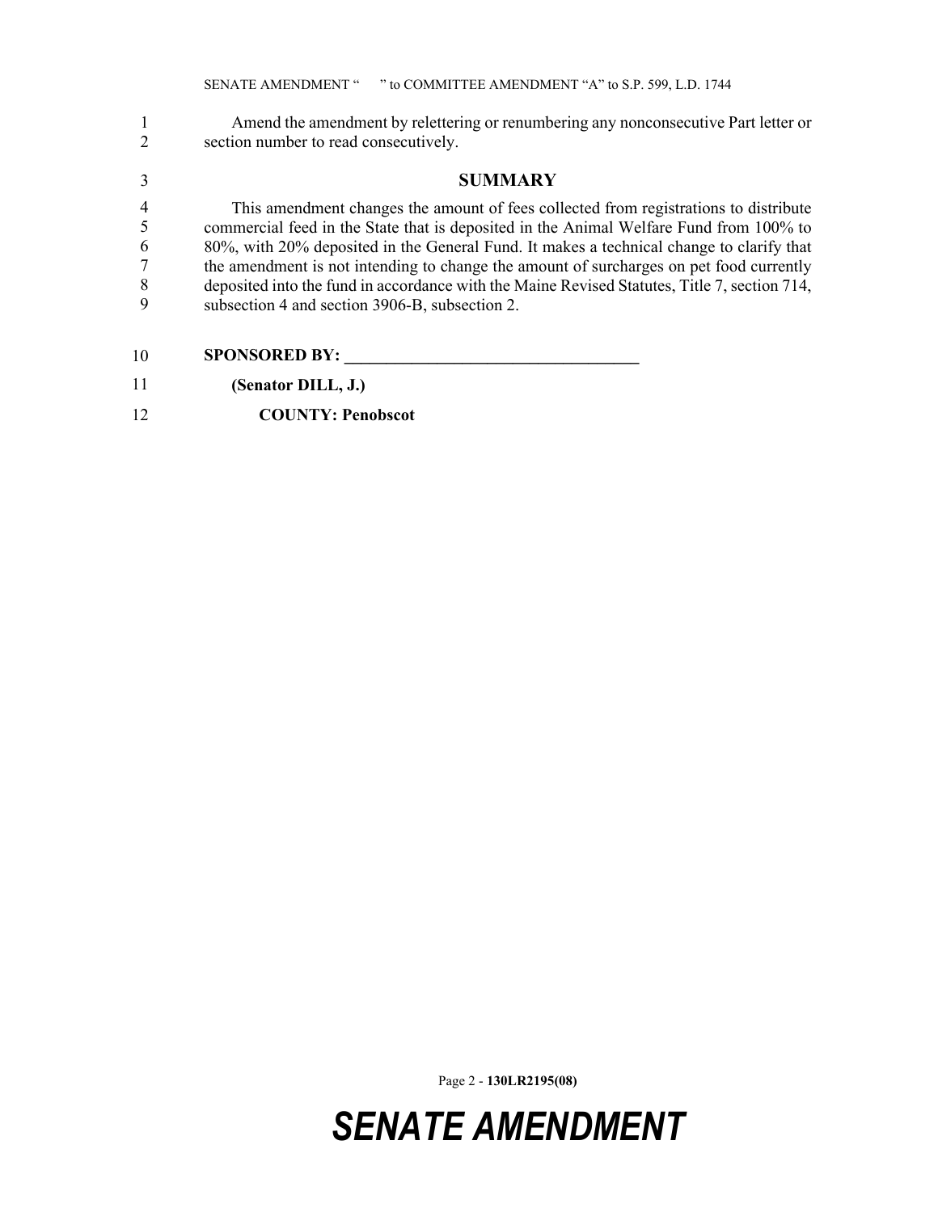Amend the amendment by relettering or renumbering any nonconsecutive Part letter or section number to read consecutively.

## SUMMARY

This amendment changes the amount of fees collected from registrations to distribute commercial feed in the State that is deposited in the Animal Welfare Fund from 100% to 80%, with 20% deposited in the General Fund. It makes a technical change to clarify that the amendment is not intending to change the amount of surcharges on pet food currently deposited into the fund in accordance with the Maine Revised Statutes, Title 7, section 714, subsection 4 and section 3906-B, subsection 2.

**SPONSORED BY: ____________________________________**

**(Senator DILL, J.)**

**COUNTY: Penobscot**

***SENATE AMENDMENT***